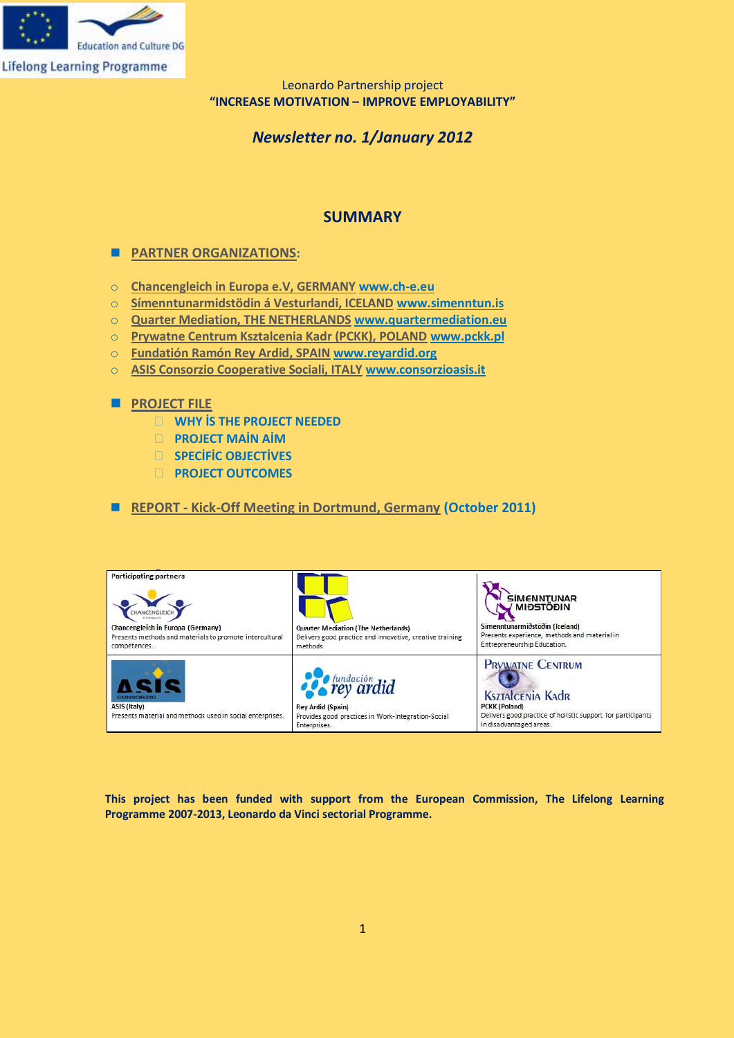Education and Culture DG

Lifelong Learning Programme

Leonardo Partnership project

**"INCREASE MOTIVATION – IMPROVE EMPLOYABILITY"**

## *Newsletter no. 1/January 2012*

## SUMMARY

- **PARTNER ORGANIZATIONS:**
  - Chancengleich in Europa e.V, GERMANY www.ch-e.eu
  - Símenntunarmidstödin á Vesturlandi, ICELAND www.simenntun.is
  - Quarter Mediation, THE NETHERLANDS www.quartermediation.eu
  - Prywatne Centrum Ksztalcenia Kadr (PCKK), POLAND www.pckk.pl
  - Fundatión Ramón Rey Ardid, SPAIN www.reyardid.org
  - ASIS Consorzio Cooperative Sociali, ITALY www.consorzioasis.it
- **PROJECT FILE**
  - WHY İS THE PROJECT NEEDED
  - PROJECT MAİN AİM
  - SPECİFİC OBJECTİVES
  - PROJECT OUTCOMES
- **REPORT - Kick-Off Meeting in Dortmund, Germany (October 2011)**

| | | |
|---|---|---|
| Participating partners<br>CHANCENGLEICH<br>Chancengleich in Europa (Germany)<br>Presents methods and materials to promote intercultural competences. | Quarter Mediation (The Netherlands)<br>Delivers good practice and innovative, creative training methods | SİMENNTUNAR MIÐSTÖÐIN<br>Símenntunarmiðstöðin (Iceland)<br>Presents experience, methods and material in Entrepreneurship Education. |
| ASIS CONSORZIO<br>ASIS (Italy)<br>Presents material and methods used in social enterprises. | fundación rey ardid<br>Rey Ardid (Spain)<br>Provides good practices in Work-integration-Social Enterprises. | PRYWATNE CENTRUM KSZTAŁCENIA KADR<br>PCKK (Poland)<br>Delivers good practice of holistic support for participants in disadvantaged areas. |

**This project has been funded with support from the European Commission, The Lifelong Learning Programme 2007-2013, Leonardo da Vinci sectorial Programme.**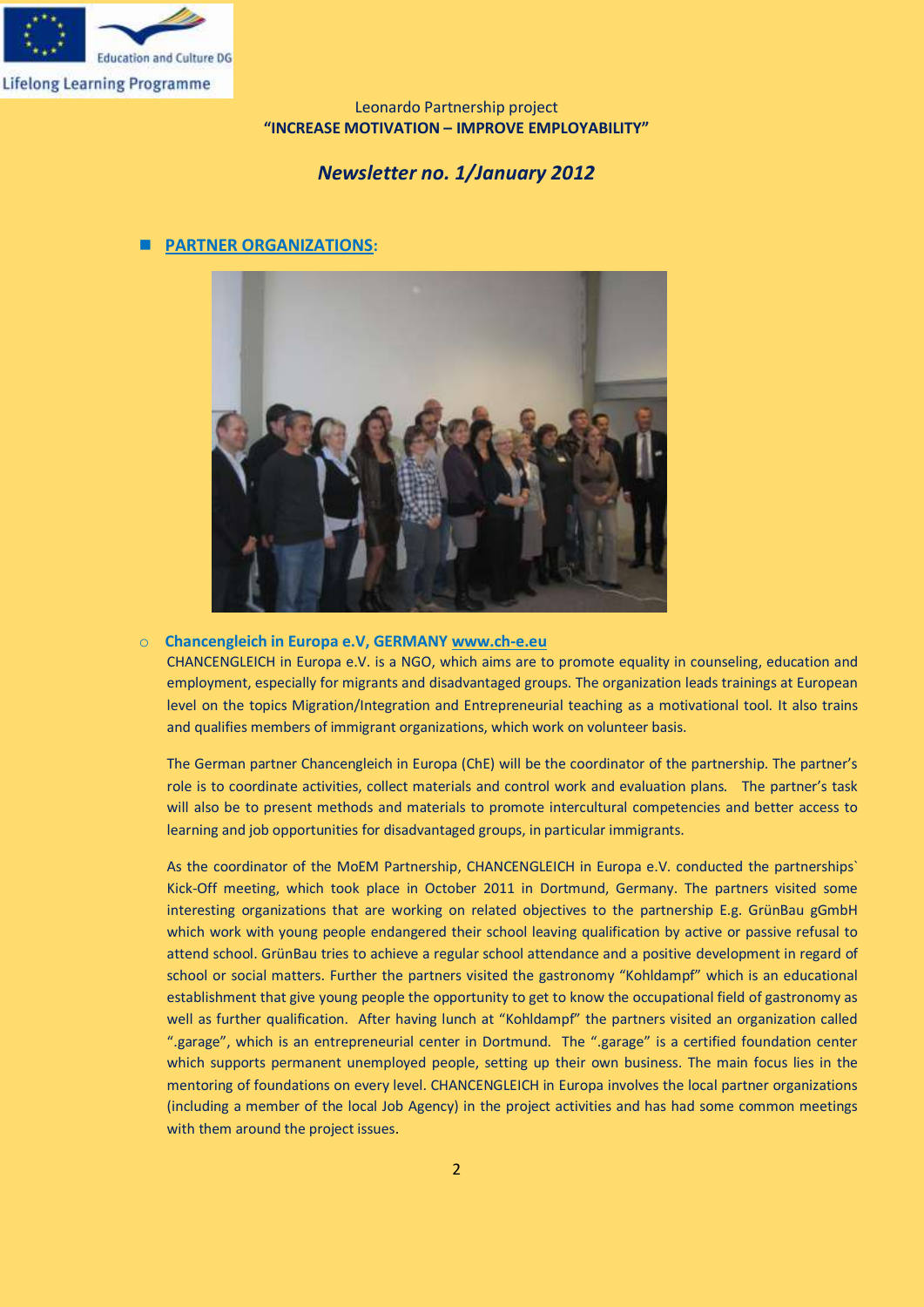Lifelong Learning Programme

Education and Culture DG

Leonardo Partnership project
**"INCREASE MOTIVATION – IMPROVE EMPLOYABILITY"**

***Newsletter no. 1/January 2012***

## PARTNER ORGANIZATIONS:

- **Chancengleich in Europa e.V, GERMANY www.ch-e.eu**

  CHANCENGLEICH in Europa e.V. is a NGO, which aims are to promote equality in counseling, education and employment, especially for migrants and disadvantaged groups. The organization leads trainings at European level on the topics Migration/Integration and Entrepreneurial teaching as a motivational tool. It also trains and qualifies members of immigrant organizations, which work on volunteer basis.

  The German partner Chancengleich in Europa (ChE) will be the coordinator of the partnership. The partner's role is to coordinate activities, collect materials and control work and evaluation plans. The partner's task will also be to present methods and materials to promote intercultural competencies and better access to learning and job opportunities for disadvantaged groups, in particular immigrants.

  As the coordinator of the MoEM Partnership, CHANCENGLEICH in Europa e.V. conducted the partnerships` Kick-Off meeting, which took place in October 2011 in Dortmund, Germany. The partners visited some interesting organizations that are working on related objectives to the partnership E.g. GrünBau gGmbH which work with young people endangered their school leaving qualification by active or passive refusal to attend school. GrünBau tries to achieve a regular school attendance and a positive development in regard of school or social matters. Further the partners visited the gastronomy "Kohldampf" which is an educational establishment that give young people the opportunity to get to know the occupational field of gastronomy as well as further qualification. After having lunch at "Kohldampf" the partners visited an organization called ".garage", which is an entrepreneurial center in Dortmund. The ".garage" is a certified foundation center which supports permanent unemployed people, setting up their own business. The main focus lies in the mentoring of foundations on every level. CHANCENGLEICH in Europa involves the local partner organizations (including a member of the local Job Agency) in the project activities and has had some common meetings with them around the project issues.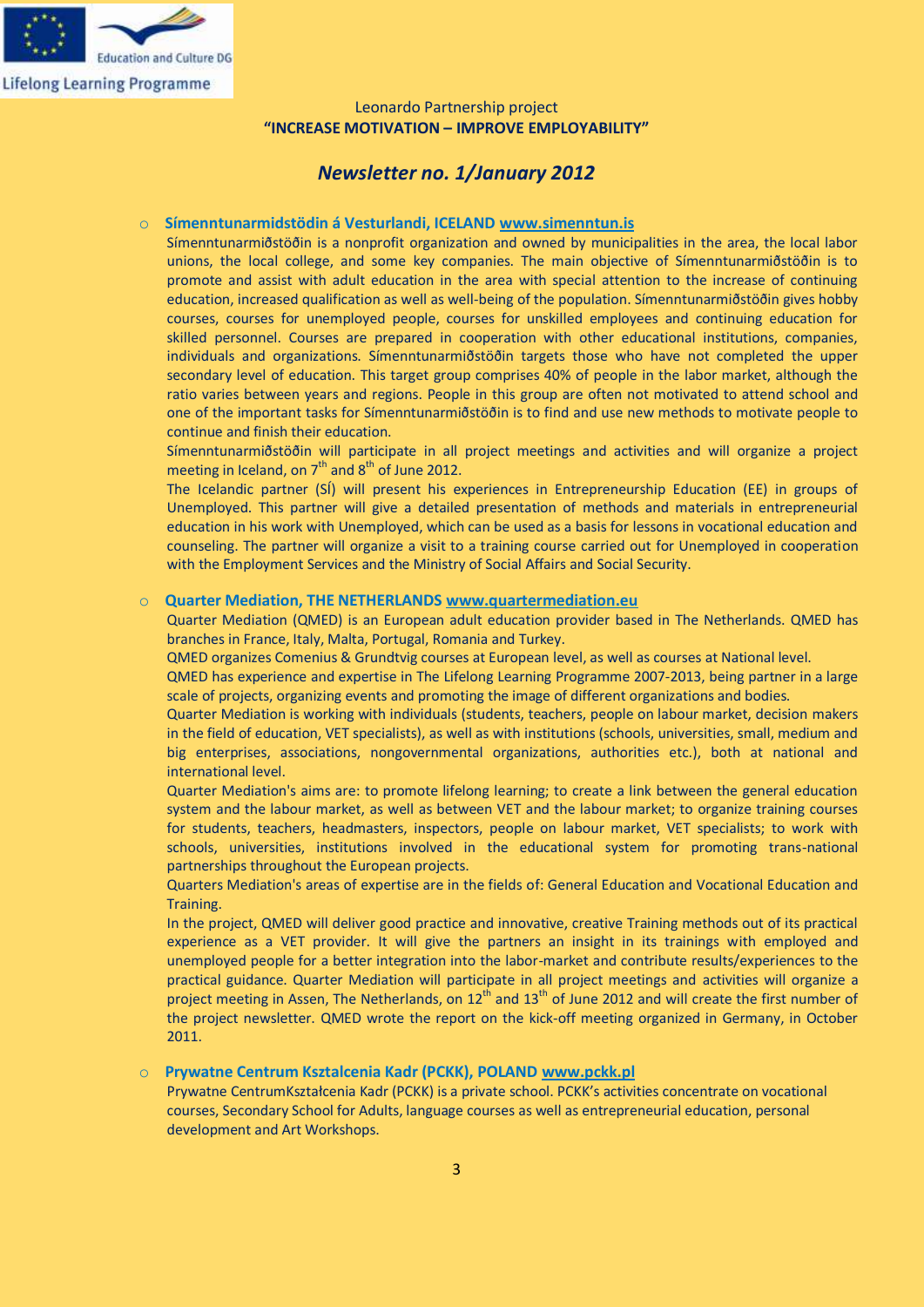Leonardo Partnership project
**"INCREASE MOTIVATION – IMPROVE EMPLOYABILITY"**

## *Newsletter no. 1/January 2012*

- **Símenntunarmidstödin á Vesturlandi, ICELAND www.simenntun.is**

  Símenntunarmiðstöðin is a nonprofit organization and owned by municipalities in the area, the local labor unions, the local college, and some key companies. The main objective of Símenntunarmiðstöðin is to promote and assist with adult education in the area with special attention to the increase of continuing education, increased qualification as well as well-being of the population. Símenntunarmiðstöðin gives hobby courses, courses for unemployed people, courses for unskilled employees and continuing education for skilled personnel. Courses are prepared in cooperation with other educational institutions, companies, individuals and organizations. Símenntunarmiðstöðin targets those who have not completed the upper secondary level of education. This target group comprises 40% of people in the labor market, although the ratio varies between years and regions. People in this group are often not motivated to attend school and one of the important tasks for Símenntunarmiðstöðin is to find and use new methods to motivate people to continue and finish their education.

  Símenntunarmiðstöðin will participate in all project meetings and activities and will organize a project meeting in Iceland, on 7th and 8th of June 2012.

  The Icelandic partner (SÍ) will present his experiences in Entrepreneurship Education (EE) in groups of Unemployed. This partner will give a detailed presentation of methods and materials in entrepreneurial education in his work with Unemployed, which can be used as a basis for lessons in vocational education and counseling. The partner will organize a visit to a training course carried out for Unemployed in cooperation with the Employment Services and the Ministry of Social Affairs and Social Security.

- **Quarter Mediation, THE NETHERLANDS www.quartermediation.eu**

  Quarter Mediation (QMED) is an European adult education provider based in The Netherlands. QMED has branches in France, Italy, Malta, Portugal, Romania and Turkey.

  QMED organizes Comenius & Grundtvig courses at European level, as well as courses at National level.

  QMED has experience and expertise in The Lifelong Learning Programme 2007-2013, being partner in a large scale of projects, organizing events and promoting the image of different organizations and bodies.

  Quarter Mediation is working with individuals (students, teachers, people on labour market, decision makers in the field of education, VET specialists), as well as with institutions (schools, universities, small, medium and big enterprises, associations, nongovernmental organizations, authorities etc.), both at national and international level.

  Quarter Mediation's aims are: to promote lifelong learning; to create a link between the general education system and the labour market, as well as between VET and the labour market; to organize training courses for students, teachers, headmasters, inspectors, people on labour market, VET specialists; to work with schools, universities, institutions involved in the educational system for promoting trans-national partnerships throughout the European projects.

  Quarters Mediation's areas of expertise are in the fields of: General Education and Vocational Education and Training.

  In the project, QMED will deliver good practice and innovative, creative Training methods out of its practical experience as a VET provider. It will give the partners an insight in its trainings with employed and unemployed people for a better integration into the labor-market and contribute results/experiences to the practical guidance. Quarter Mediation will participate in all project meetings and activities will organize a project meeting in Assen, The Netherlands, on 12th and 13th of June 2012 and will create the first number of the project newsletter. QMED wrote the report on the kick-off meeting organized in Germany, in October 2011.

- **Prywatne Centrum Kształcenia Kadr (PCKK), POLAND www.pckk.pl**

  Prywatne CentrumKształcenia Kadr (PCKK) is a private school. PCKK's activities concentrate on vocational courses, Secondary School for Adults, language courses as well as entrepreneurial education, personal development and Art Workshops.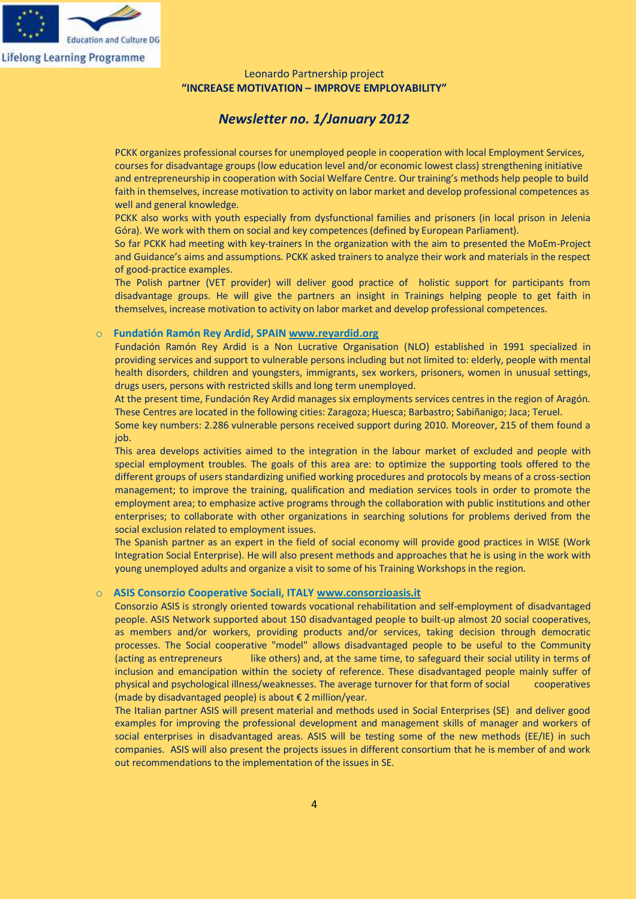Lifelong Learning Programme

Leonardo Partnership project
**"INCREASE MOTIVATION – IMPROVE EMPLOYABILITY"**

## *Newsletter no. 1/January 2012*

PCKK organizes professional courses for unemployed people in cooperation with local Employment Services, courses for disadvantage groups (low education level and/or economic lowest class) strengthening initiative and entrepreneurship in cooperation with Social Welfare Centre. Our training's methods help people to build faith in themselves, increase motivation to activity on labor market and develop professional competences as well and general knowledge.

PCKK also works with youth especially from dysfunctional families and prisoners (in local prison in Jelenia Góra). We work with them on social and key competences (defined by European Parliament).

So far PCKK had meeting with key-trainers In the organization with the aim to presented the MoEm-Project and Guidance's aims and assumptions. PCKK asked trainers to analyze their work and materials in the respect of good-practice examples.

The Polish partner (VET provider) will deliver good practice of holistic support for participants from disadvantage groups. He will give the partners an insight in Trainings helping people to get faith in themselves, increase motivation to activity on labor market and develop professional competences.

- **Fundación Ramón Rey Ardid, SPAIN www.reyardid.org**

Fundación Ramón Rey Ardid is a Non Lucrative Organisation (NLO) established in 1991 specialized in providing services and support to vulnerable persons including but not limited to: elderly, people with mental health disorders, children and youngsters, immigrants, sex workers, prisoners, women in unusual settings, drugs users, persons with restricted skills and long term unemployed.

At the present time, Fundación Rey Ardid manages six employments services centres in the region of Aragón. These Centres are located in the following cities: Zaragoza; Huesca; Barbastro; Sabiñanigo; Jaca; Teruel.

Some key numbers: 2.286 vulnerable persons received support during 2010. Moreover, 215 of them found a job.

This area develops activities aimed to the integration in the labour market of excluded and people with special employment troubles. The goals of this area are: to optimize the supporting tools offered to the different groups of users standardizing unified working procedures and protocols by means of a cross-section management; to improve the training, qualification and mediation services tools in order to promote the employment area; to emphasize active programs through the collaboration with public institutions and other enterprises; to collaborate with other organizations in searching solutions for problems derived from the social exclusion related to employment issues.

The Spanish partner as an expert in the field of social economy will provide good practices in WISE (Work Integration Social Enterprise). He will also present methods and approaches that he is using in the work with young unemployed adults and organize a visit to some of his Training Workshops in the region.

- **ASIS Consorzio Cooperative Sociali, ITALY www.consorzioasis.it**

Consorzio ASIS is strongly oriented towards vocational rehabilitation and self-employment of disadvantaged people. ASIS Network supported about 150 disadvantaged people to built-up almost 20 social cooperatives, as members and/or workers, providing products and/or services, taking decision through democratic processes. The Social cooperative "model" allows disadvantaged people to be useful to the Community (acting as entrepreneurs like others) and, at the same time, to safeguard their social utility in terms of inclusion and emancipation within the society of reference. These disadvantaged people mainly suffer of physical and psychological illness/weaknesses. The average turnover for that form of social cooperatives (made by disadvantaged people) is about € 2 million/year.

The Italian partner ASIS will present material and methods used in Social Enterprises (SE) and deliver good examples for improving the professional development and management skills of manager and workers of social enterprises in disadvantaged areas. ASIS will be testing some of the new methods (EE/IE) in such companies. ASIS will also present the projects issues in different consortium that he is member of and work out recommendations to the implementation of the issues in SE.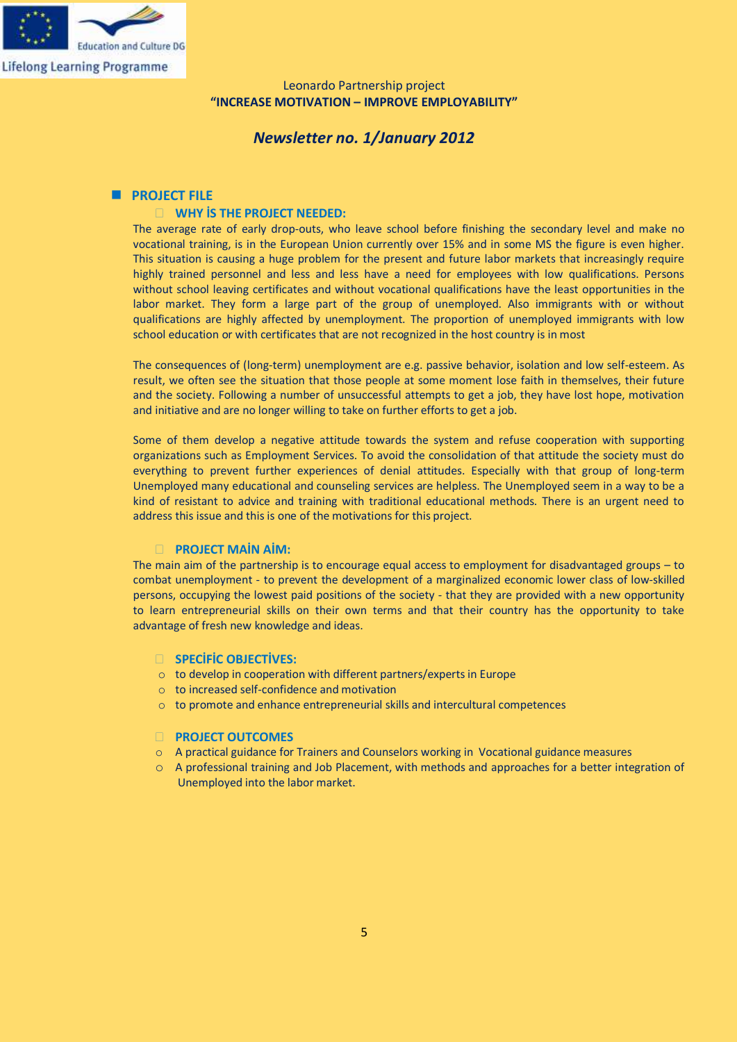Lifelong Learning Programme

Education and Culture DG

Leonardo Partnership project

**"INCREASE MOTIVATION – IMPROVE EMPLOYABILITY"**

## *Newsletter no. 1/January 2012*

## PROJECT FILE

### WHY İS THE PROJECT NEEDED:

The average rate of early drop-outs, who leave school before finishing the secondary level and make no vocational training, is in the European Union currently over 15% and in some MS the figure is even higher. This situation is causing a huge problem for the present and future labor markets that increasingly require highly trained personnel and less and less have a need for employees with low qualifications. Persons without school leaving certificates and without vocational qualifications have the least opportunities in the labor market. They form a large part of the group of unemployed. Also immigrants with or without qualifications are highly affected by unemployment. The proportion of unemployed immigrants with low school education or with certificates that are not recognized in the host country is in most

The consequences of (long-term) unemployment are e.g. passive behavior, isolation and low self-esteem. As result, we often see the situation that those people at some moment lose faith in themselves, their future and the society. Following a number of unsuccessful attempts to get a job, they have lost hope, motivation and initiative and are no longer willing to take on further efforts to get a job.

Some of them develop a negative attitude towards the system and refuse cooperation with supporting organizations such as Employment Services. To avoid the consolidation of that attitude the society must do everything to prevent further experiences of denial attitudes. Especially with that group of long-term Unemployed many educational and counseling services are helpless. The Unemployed seem in a way to be a kind of resistant to advice and training with traditional educational methods. There is an urgent need to address this issue and this is one of the motivations for this project.

### PROJECT MAİN AİM:

The main aim of the partnership is to encourage equal access to employment for disadvantaged groups – to combat unemployment - to prevent the development of a marginalized economic lower class of low-skilled persons, occupying the lowest paid positions of the society - that they are provided with a new opportunity to learn entrepreneurial skills on their own terms and that their country has the opportunity to take advantage of fresh new knowledge and ideas.

### SPECİFİC OBJECTİVES:

- to develop in cooperation with different partners/experts in Europe
- to increased self-confidence and motivation
- to promote and enhance entrepreneurial skills and intercultural competences

### PROJECT OUTCOMES

- A practical guidance for Trainers and Counselors working in Vocational guidance measures
- A professional training and Job Placement, with methods and approaches for a better integration of Unemployed into the labor market.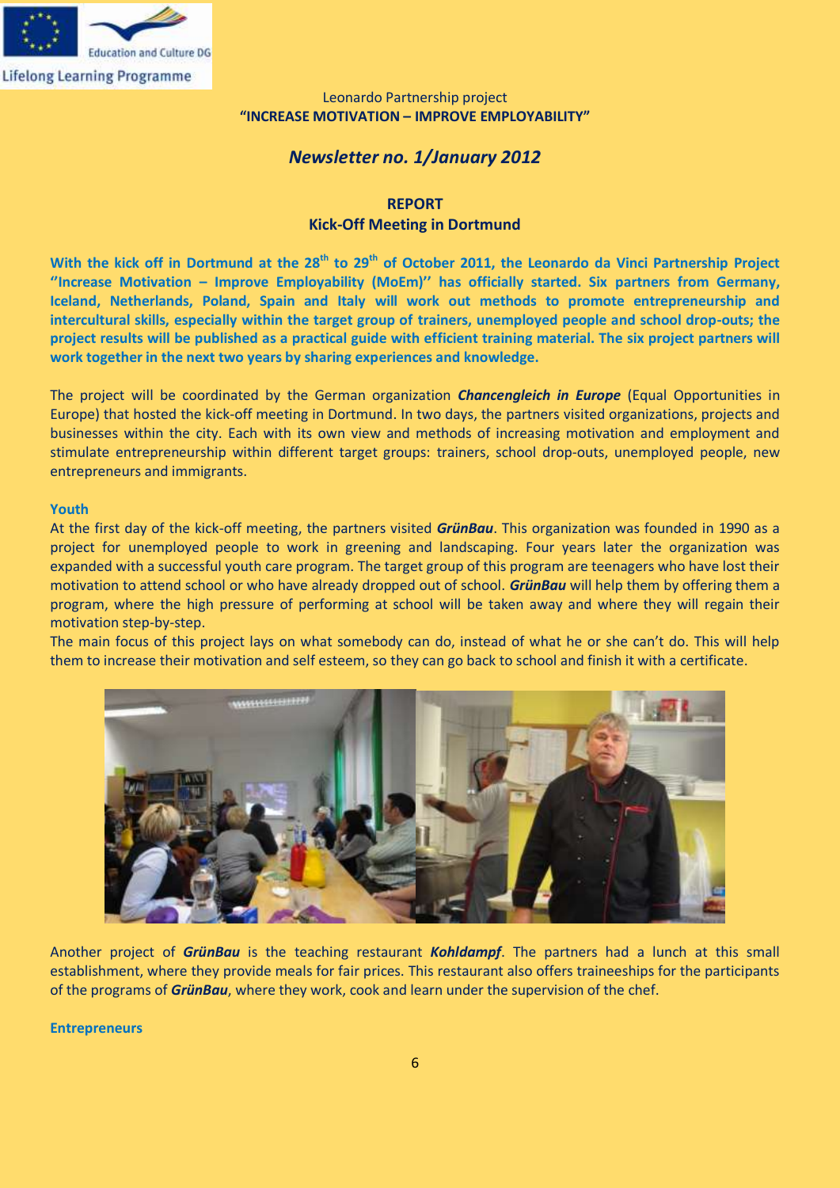Lifelong Learning Programme

Education and Culture DG

Leonardo Partnership project
**"INCREASE MOTIVATION – IMPROVE EMPLOYABILITY"**

## *Newsletter no. 1/January 2012*

### REPORT
### Kick-Off Meeting in Dortmund

**With the kick off in Dortmund at the 28th to 29th of October 2011, the Leonardo da Vinci Partnership Project ''Increase Motivation – Improve Employability (MoEm)'' has officially started. Six partners from Germany, Iceland, Netherlands, Poland, Spain and Italy will work out methods to promote entrepreneurship and intercultural skills, especially within the target group of trainers, unemployed people and school drop-outs; the project results will be published as a practical guide with efficient training material. The six project partners will work together in the next two years by sharing experiences and knowledge.**

The project will be coordinated by the German organization ***Chancengleich in Europe*** (Equal Opportunities in Europe) that hosted the kick-off meeting in Dortmund. In two days, the partners visited organizations, projects and businesses within the city. Each with its own view and methods of increasing motivation and employment and stimulate entrepreneurship within different target groups: trainers, school drop-outs, unemployed people, new entrepreneurs and immigrants.

**Youth**

At the first day of the kick-off meeting, the partners visited ***GrünBau***. This organization was founded in 1990 as a project for unemployed people to work in greening and landscaping. Four years later the organization was expanded with a successful youth care program. The target group of this program are teenagers who have lost their motivation to attend school or who have already dropped out of school. ***GrünBau*** will help them by offering them a program, where the high pressure of performing at school will be taken away and where they will regain their motivation step-by-step.

The main focus of this project lays on what somebody can do, instead of what he or she can't do. This will help them to increase their motivation and self esteem, so they can go back to school and finish it with a certificate.

Another project of ***GrünBau*** is the teaching restaurant ***Kohldampf***. The partners had a lunch at this small establishment, where they provide meals for fair prices. This restaurant also offers traineeships for the participants of the programs of ***GrünBau***, where they work, cook and learn under the supervision of the chef.

**Entrepreneurs**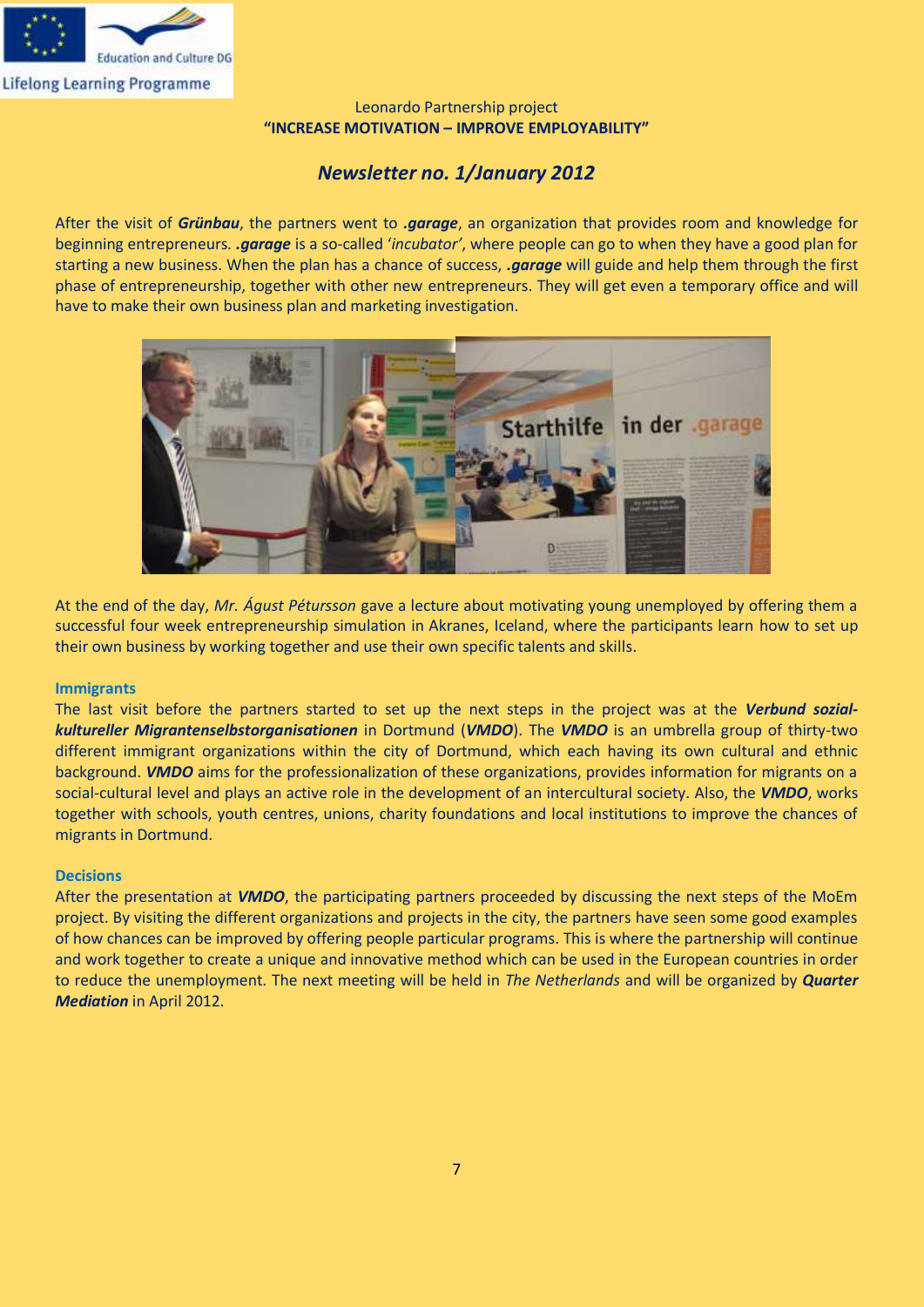Leonardo Partnership project
**"INCREASE MOTIVATION – IMPROVE EMPLOYABILITY"**

## *Newsletter no. 1/January 2012*

After the visit of ***Grünbau***, the partners went to ***.garage***, an organization that provides room and knowledge for beginning entrepreneurs. ***.garage*** is a so-called '*incubator'*, where people can go to when they have a good plan for starting a new business. When the plan has a chance of success, ***.garage*** will guide and help them through the first phase of entrepreneurship, together with other new entrepreneurs. They will get even a temporary office and will have to make their own business plan and marketing investigation.

At the end of the day, *Mr. Águst Pétursson* gave a lecture about motivating young unemployed by offering them a successful four week entrepreneurship simulation in Akranes, Iceland, where the participants learn how to set up their own business by working together and use their own specific talents and skills.

### Immigrants

The last visit before the partners started to set up the next steps in the project was at the ***Verbund sozial-kultureller Migrantenselbstorganisationen*** in Dortmund (***VMDO***). The ***VMDO*** is an umbrella group of thirty-two different immigrant organizations within the city of Dortmund, which each having its own cultural and ethnic background. ***VMDO*** aims for the professionalization of these organizations, provides information for migrants on a social-cultural level and plays an active role in the development of an intercultural society. Also, the ***VMDO***, works together with schools, youth centres, unions, charity foundations and local institutions to improve the chances of migrants in Dortmund.

### Decisions

After the presentation at ***VMDO***, the participating partners proceeded by discussing the next steps of the MoEm project. By visiting the different organizations and projects in the city, the partners have seen some good examples of how chances can be improved by offering people particular programs. This is where the partnership will continue and work together to create a unique and innovative method which can be used in the European countries in order to reduce the unemployment. The next meeting will be held in *The Netherlands* and will be organized by ***Quarter Mediation*** in April 2012.